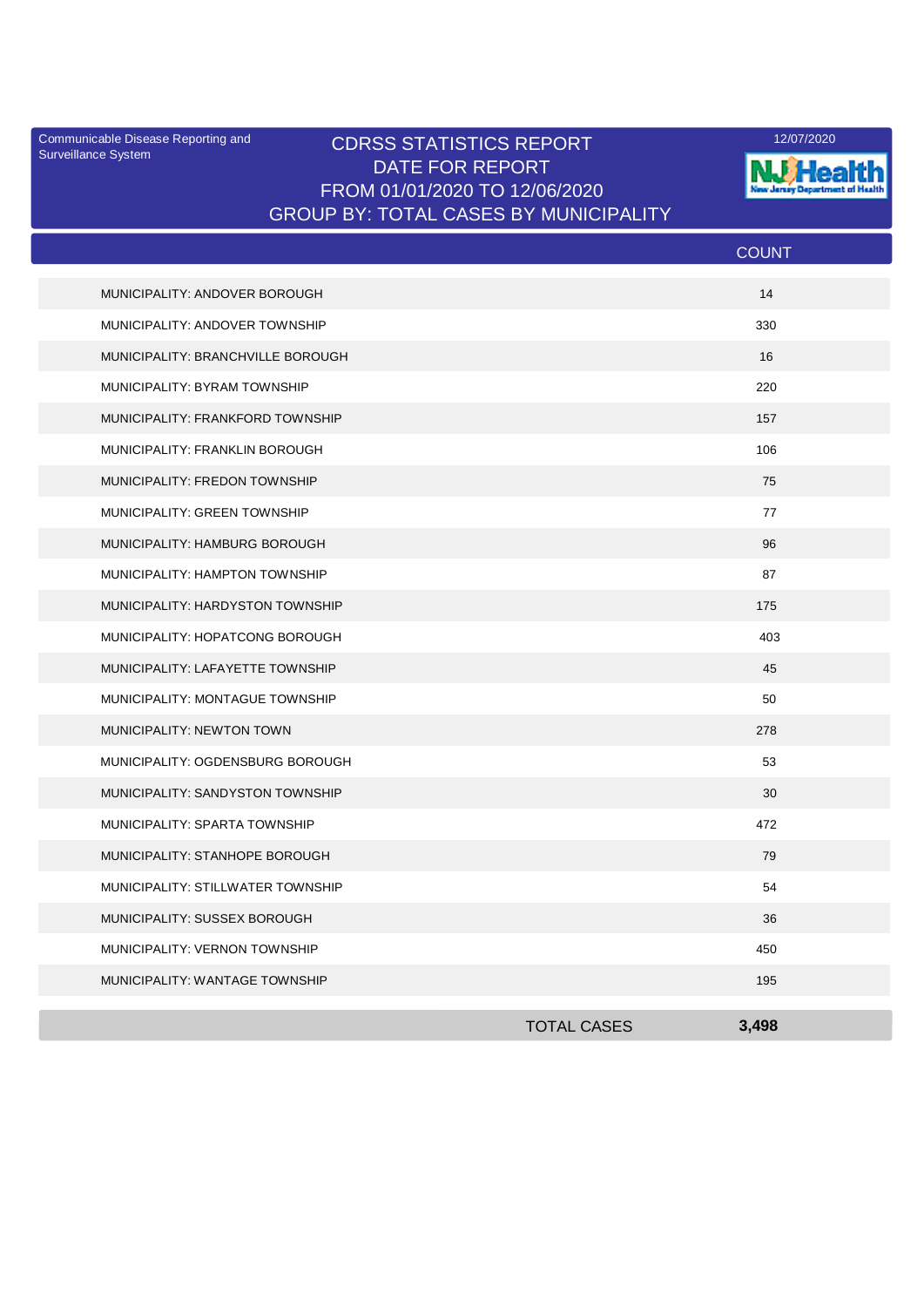Communicable Disease Reporting and Surveillance System

# CDRSS STATISTICS REPORT
## DATE FOR REPORT
## FROM 01/01/2020 TO 12/06/2020
## GROUP BY: TOTAL CASES BY MUNICIPALITY

12/07/2020

NJ Health
New Jersey Department of Health

| | COUNT |
|---|---|
| MUNICIPALITY: ANDOVER BOROUGH | 14 |
| MUNICIPALITY: ANDOVER TOWNSHIP | 330 |
| MUNICIPALITY: BRANCHVILLE BOROUGH | 16 |
| MUNICIPALITY: BYRAM TOWNSHIP | 220 |
| MUNICIPALITY: FRANKFORD TOWNSHIP | 157 |
| MUNICIPALITY: FRANKLIN BOROUGH | 106 |
| MUNICIPALITY: FREDON TOWNSHIP | 75 |
| MUNICIPALITY: GREEN TOWNSHIP | 77 |
| MUNICIPALITY: HAMBURG BOROUGH | 96 |
| MUNICIPALITY: HAMPTON TOWNSHIP | 87 |
| MUNICIPALITY: HARDYSTON TOWNSHIP | 175 |
| MUNICIPALITY: HOPATCONG BOROUGH | 403 |
| MUNICIPALITY: LAFAYETTE TOWNSHIP | 45 |
| MUNICIPALITY: MONTAGUE TOWNSHIP | 50 |
| MUNICIPALITY: NEWTON TOWN | 278 |
| MUNICIPALITY: OGDENSBURG BOROUGH | 53 |
| MUNICIPALITY: SANDYSTON TOWNSHIP | 30 |
| MUNICIPALITY: SPARTA TOWNSHIP | 472 |
| MUNICIPALITY: STANHOPE BOROUGH | 79 |
| MUNICIPALITY: STILLWATER TOWNSHIP | 54 |
| MUNICIPALITY: SUSSEX BOROUGH | 36 |
| MUNICIPALITY: VERNON TOWNSHIP | 450 |
| MUNICIPALITY: WANTAGE TOWNSHIP | 195 |
| TOTAL CASES | **3,498** |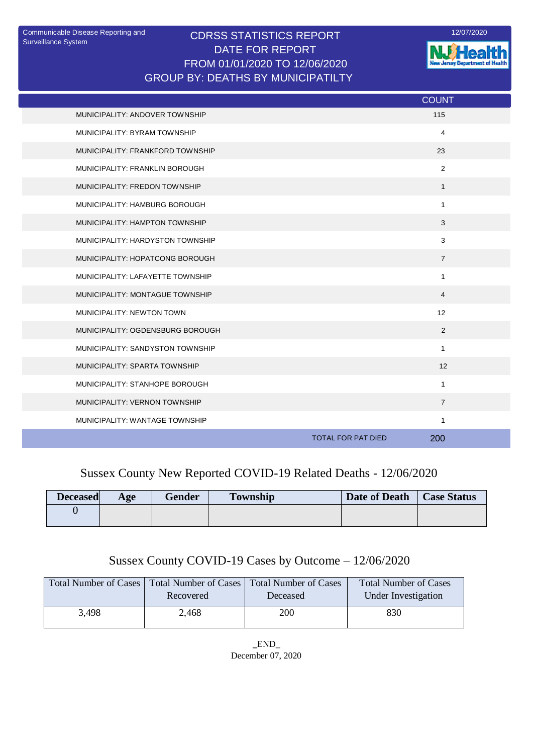Communicable Disease Reporting and Surveillance System

# CDRSS STATISTICS REPORT
## DATE FOR REPORT
## FROM 01/01/2020 TO 12/06/2020
## GROUP BY: DEATHS BY MUNICIPATILTY

12/07/2020

NJ Health New Jersey Department of Health

| | COUNT |
|---|---|
| MUNICIPALITY: ANDOVER TOWNSHIP | 115 |
| MUNICIPALITY: BYRAM TOWNSHIP | 4 |
| MUNICIPALITY: FRANKFORD TOWNSHIP | 23 |
| MUNICIPALITY: FRANKLIN BOROUGH | 2 |
| MUNICIPALITY: FREDON TOWNSHIP | 1 |
| MUNICIPALITY: HAMBURG BOROUGH | 1 |
| MUNICIPALITY: HAMPTON TOWNSHIP | 3 |
| MUNICIPALITY: HARDYSTON TOWNSHIP | 3 |
| MUNICIPALITY: HOPATCONG BOROUGH | 7 |
| MUNICIPALITY: LAFAYETTE TOWNSHIP | 1 |
| MUNICIPALITY: MONTAGUE TOWNSHIP | 4 |
| MUNICIPALITY: NEWTON TOWN | 12 |
| MUNICIPALITY: OGDENSBURG BOROUGH | 2 |
| MUNICIPALITY: SANDYSTON TOWNSHIP | 1 |
| MUNICIPALITY: SPARTA TOWNSHIP | 12 |
| MUNICIPALITY: STANHOPE BOROUGH | 1 |
| MUNICIPALITY: VERNON TOWNSHIP | 7 |
| MUNICIPALITY: WANTAGE TOWNSHIP | 1 |
| TOTAL FOR PAT DIED | 200 |

## Sussex County New Reported COVID-19 Related Deaths - 12/06/2020

| Deceased | Age | Gender | Township | Date of Death | Case Status |
|---|---|---|---|---|---|
| 0 | | | | | |

## Sussex County COVID-19 Cases by Outcome – 12/06/2020

| Total Number of Cases | Total Number of Cases Recovered | Total Number of Cases Deceased | Total Number of Cases Under Investigation |
|---|---|---|---|
| 3,498 | 2,468 | 200 | 830 |

_END_

December 07, 2020